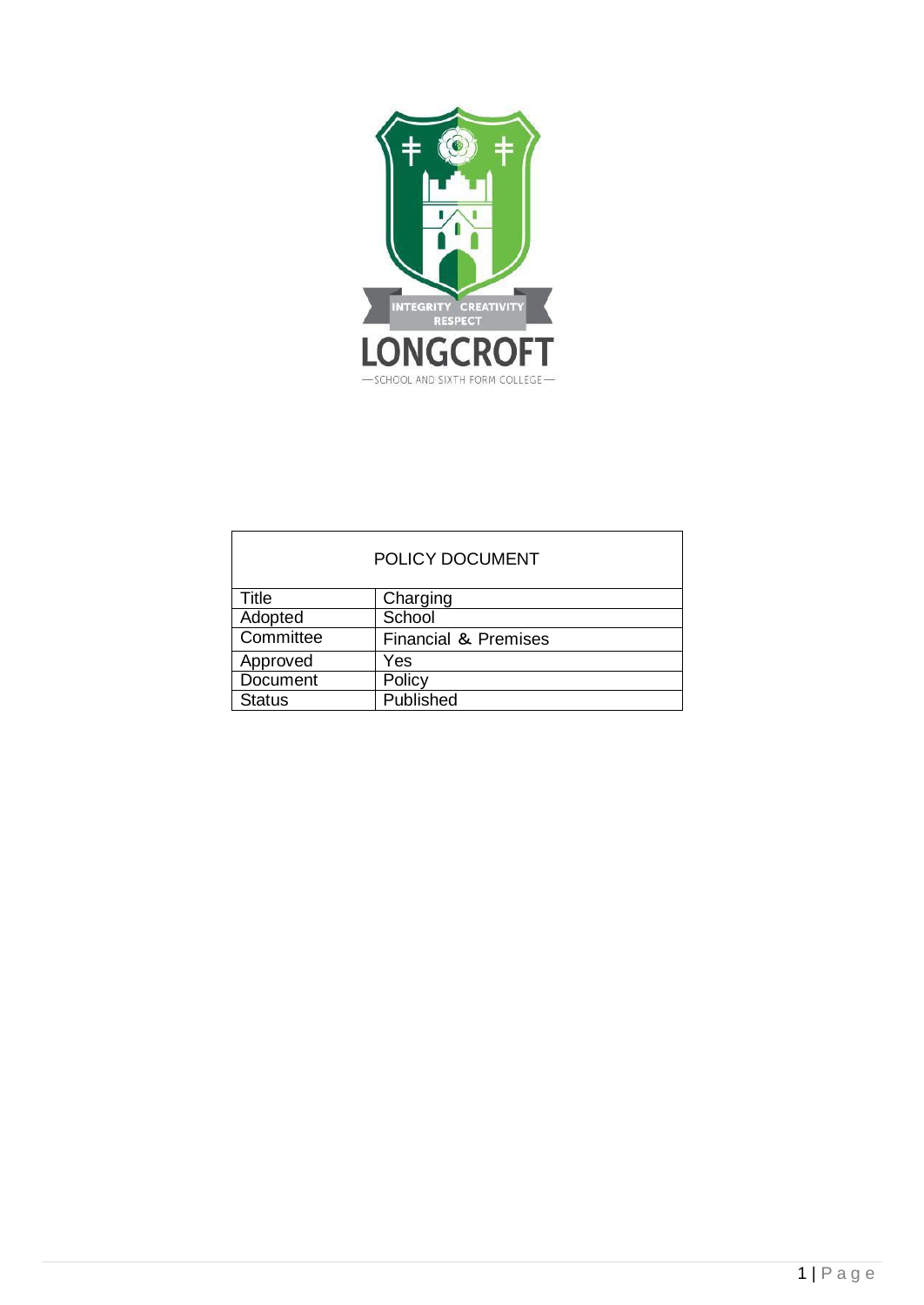INTEGRITY CREATIVITY RESPECT

LONGCROFT

SCHOOL AND SIXTH FORM COLLEGE

| POLICY DOCUMENT | |
|---|---|
| Title | Charging |
| Adopted | School |
| Committee | Financial & Premises |
| Approved | Yes |
| Document | Policy |
| Status | Published |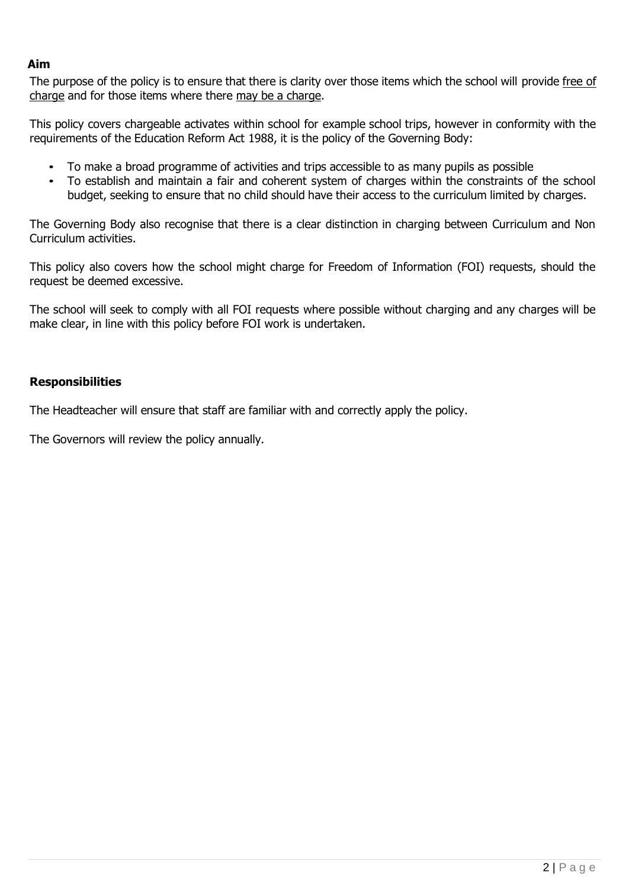**Aim**

The purpose of the policy is to ensure that there is clarity over those items which the school will provide <u>free of charge</u> and for those items where there <u>may be a charge</u>.

This policy covers chargeable activates within school for example school trips, however in conformity with the requirements of the Education Reform Act 1988, it is the policy of the Governing Body:

- To make a broad programme of activities and trips accessible to as many pupils as possible
- To establish and maintain a fair and coherent system of charges within the constraints of the school budget, seeking to ensure that no child should have their access to the curriculum limited by charges.

The Governing Body also recognise that there is a clear distinction in charging between Curriculum and Non Curriculum activities.

This policy also covers how the school might charge for Freedom of Information (FOI) requests, should the request be deemed excessive.

The school will seek to comply with all FOI requests where possible without charging and any charges will be make clear, in line with this policy before FOI work is undertaken.

**Responsibilities**

The Headteacher will ensure that staff are familiar with and correctly apply the policy.

The Governors will review the policy annually.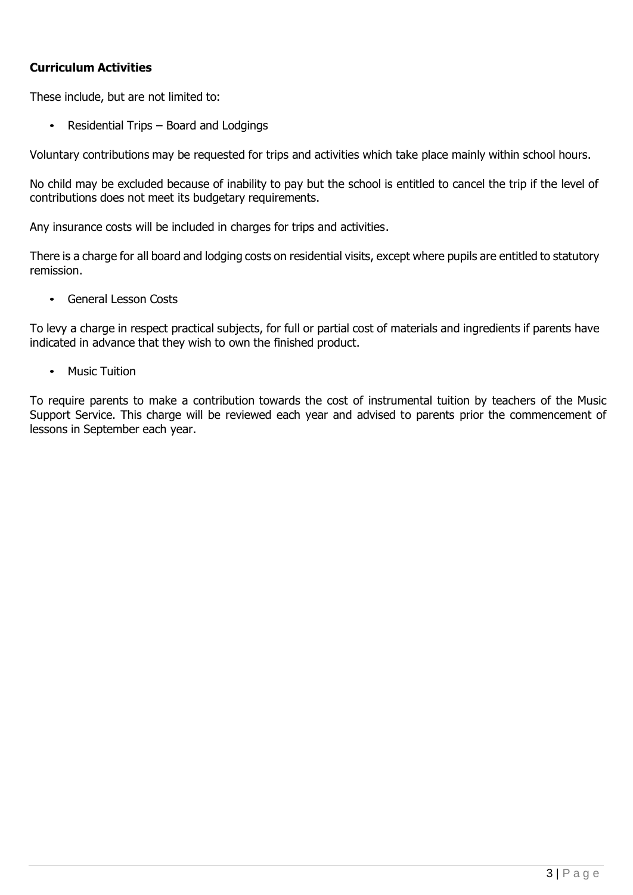**Curriculum Activities**

These include, but are not limited to:

- Residential Trips – Board and Lodgings

Voluntary contributions may be requested for trips and activities which take place mainly within school hours.

No child may be excluded because of inability to pay but the school is entitled to cancel the trip if the level of contributions does not meet its budgetary requirements.

Any insurance costs will be included in charges for trips and activities.

There is a charge for all board and lodging costs on residential visits, except where pupils are entitled to statutory remission.

- General Lesson Costs

To levy a charge in respect practical subjects, for full or partial cost of materials and ingredients if parents have indicated in advance that they wish to own the finished product.

- Music Tuition

To require parents to make a contribution towards the cost of instrumental tuition by teachers of the Music Support Service. This charge will be reviewed each year and advised to parents prior the commencement of lessons in September each year.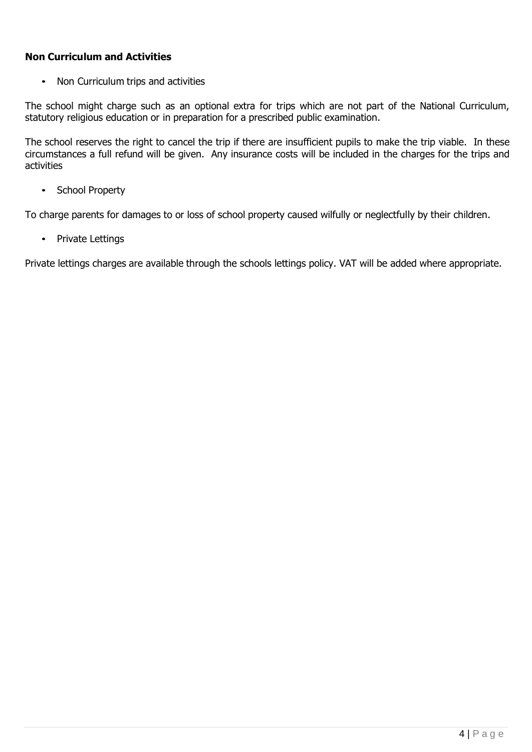**Non Curriculum and Activities**

- Non Curriculum trips and activities

The school might charge such as an optional extra for trips which are not part of the National Curriculum, statutory religious education or in preparation for a prescribed public examination.

The school reserves the right to cancel the trip if there are insufficient pupils to make the trip viable. In these circumstances a full refund will be given. Any insurance costs will be included in the charges for the trips and activities

- School Property

To charge parents for damages to or loss of school property caused wilfully or neglectfully by their children.

- Private Lettings

Private lettings charges are available through the schools lettings policy. VAT will be added where appropriate.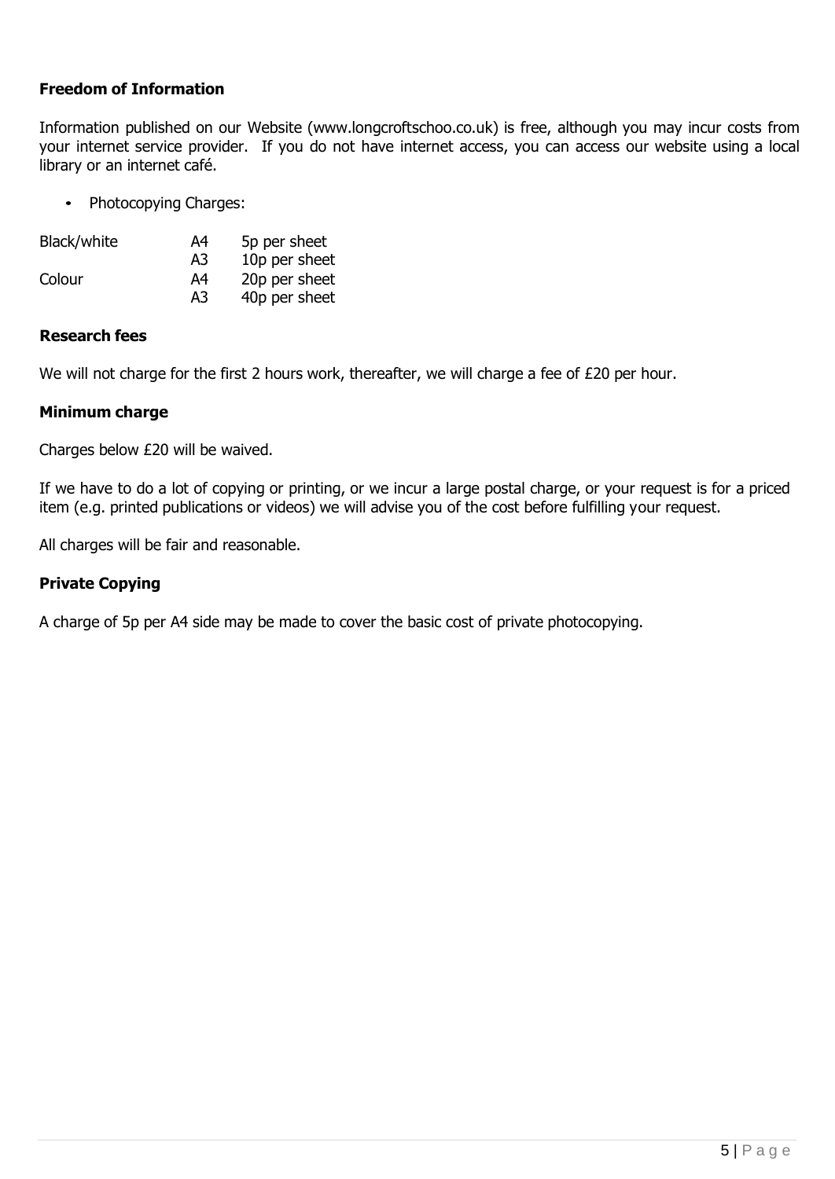**Freedom of Information**

Information published on our Website (www.longcroftschoo.co.uk) is free, although you may incur costs from your internet service provider. If you do not have internet access, you can access our website using a local library or an internet café.

- Photocopying Charges:

| | | |
|---|---|---|
| Black/white | A4 | 5p per sheet |
| | A3 | 10p per sheet |
| Colour | A4 | 20p per sheet |
| | A3 | 40p per sheet |

**Research fees**

We will not charge for the first 2 hours work, thereafter, we will charge a fee of £20 per hour.

**Minimum charge**

Charges below £20 will be waived.

If we have to do a lot of copying or printing, or we incur a large postal charge, or your request is for a priced item (e.g. printed publications or videos) we will advise you of the cost before fulfilling your request.

All charges will be fair and reasonable.

**Private Copying**

A charge of 5p per A4 side may be made to cover the basic cost of private photocopying.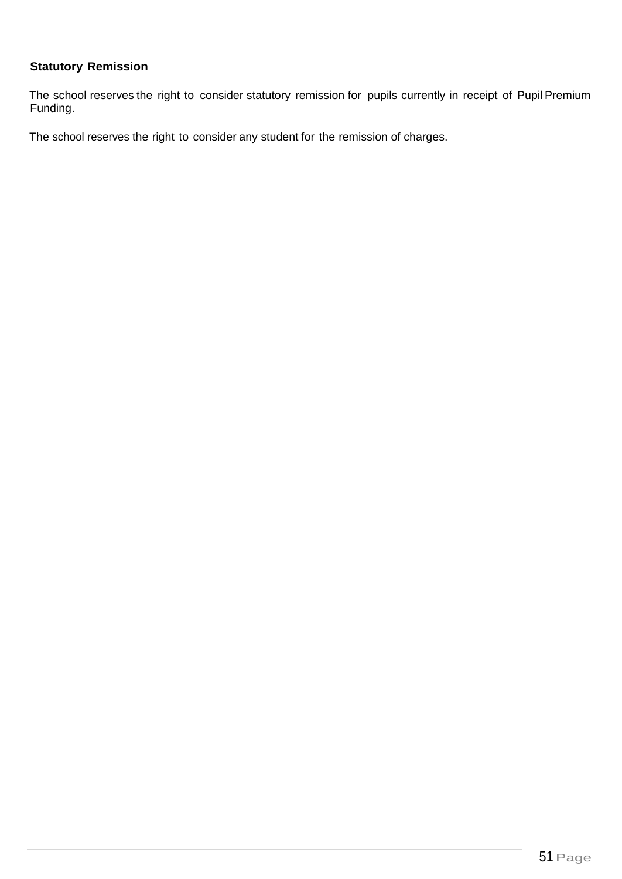**Statutory Remission**

The school reserves the right to consider statutory remission for pupils currently in receipt of Pupil Premium Funding.

The school reserves the right to consider any student for the remission of charges.